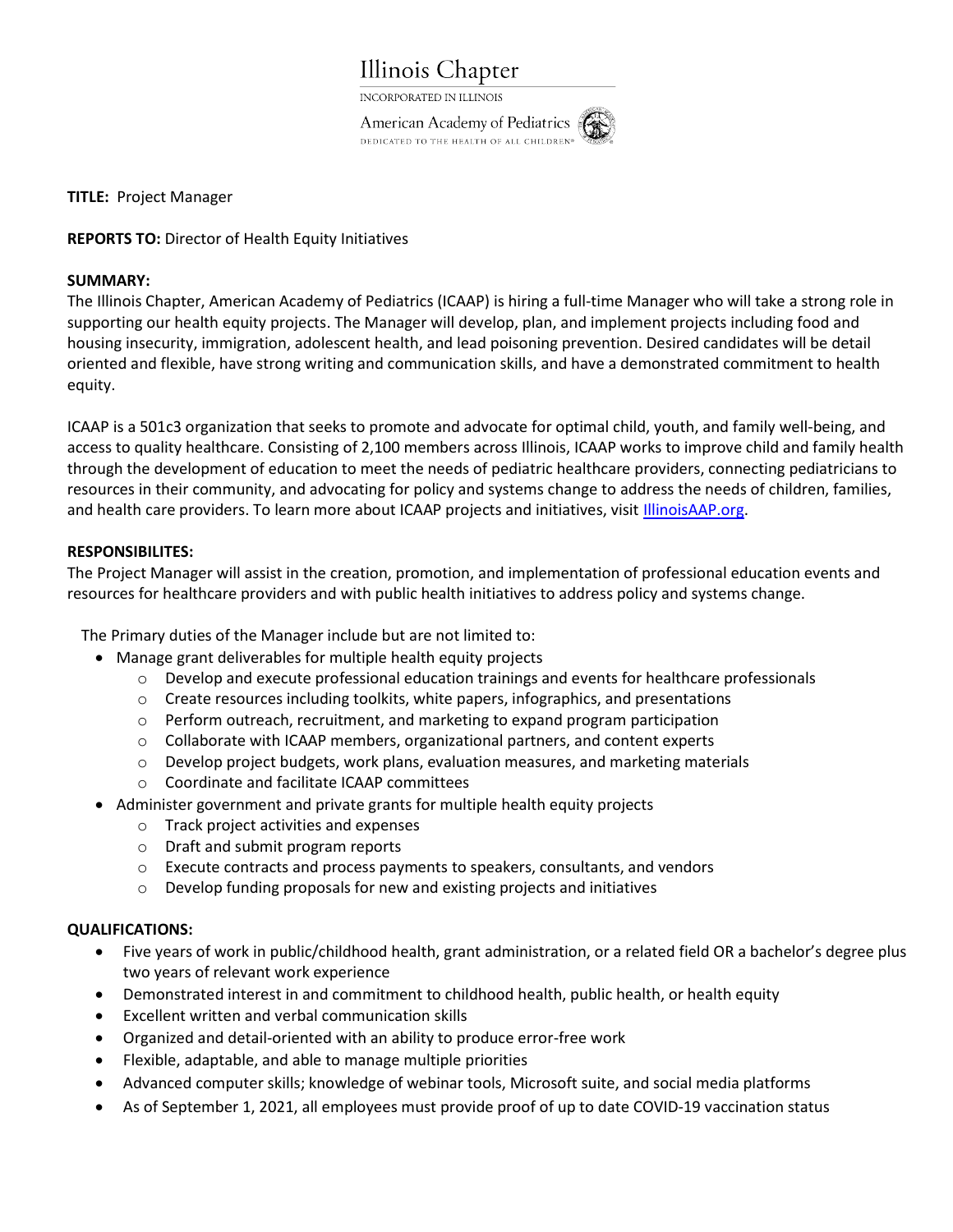Illinois Chapter

INCORPORATED IN ILLINOIS

American Academy of Pediatrics

DEDICATED TO THE HEALTH OF ALL CHILDREN®

**TITLE:** Project Manager

**REPORTS TO:** Director of Health Equity Initiatives

**SUMMARY:**

The Illinois Chapter, American Academy of Pediatrics (ICAAP) is hiring a full-time Manager who will take a strong role in supporting our health equity projects. The Manager will develop, plan, and implement projects including food and housing insecurity, immigration, adolescent health, and lead poisoning prevention. Desired candidates will be detail oriented and flexible, have strong writing and communication skills, and have a demonstrated commitment to health equity.

ICAAP is a 501c3 organization that seeks to promote and advocate for optimal child, youth, and family well-being, and access to quality healthcare. Consisting of 2,100 members across Illinois, ICAAP works to improve child and family health through the development of education to meet the needs of pediatric healthcare providers, connecting pediatricians to resources in their community, and advocating for policy and systems change to address the needs of children, families, and health care providers. To learn more about ICAAP projects and initiatives, visit [IllinoisAAP.org](IllinoisAAP.org).

**RESPONSIBILITES:**

The Project Manager will assist in the creation, promotion, and implementation of professional education events and resources for healthcare providers and with public health initiatives to address policy and systems change.

The Primary duties of the Manager include but are not limited to:

- Manage grant deliverables for multiple health equity projects
  - Develop and execute professional education trainings and events for healthcare professionals
  - Create resources including toolkits, white papers, infographics, and presentations
  - Perform outreach, recruitment, and marketing to expand program participation
  - Collaborate with ICAAP members, organizational partners, and content experts
  - Develop project budgets, work plans, evaluation measures, and marketing materials
  - Coordinate and facilitate ICAAP committees
- Administer government and private grants for multiple health equity projects
  - Track project activities and expenses
  - Draft and submit program reports
  - Execute contracts and process payments to speakers, consultants, and vendors
  - Develop funding proposals for new and existing projects and initiatives

**QUALIFICATIONS:**

- Five years of work in public/childhood health, grant administration, or a related field OR a bachelor's degree plus two years of relevant work experience
- Demonstrated interest in and commitment to childhood health, public health, or health equity
- Excellent written and verbal communication skills
- Organized and detail-oriented with an ability to produce error-free work
- Flexible, adaptable, and able to manage multiple priorities
- Advanced computer skills; knowledge of webinar tools, Microsoft suite, and social media platforms
- As of September 1, 2021, all employees must provide proof of up to date COVID-19 vaccination status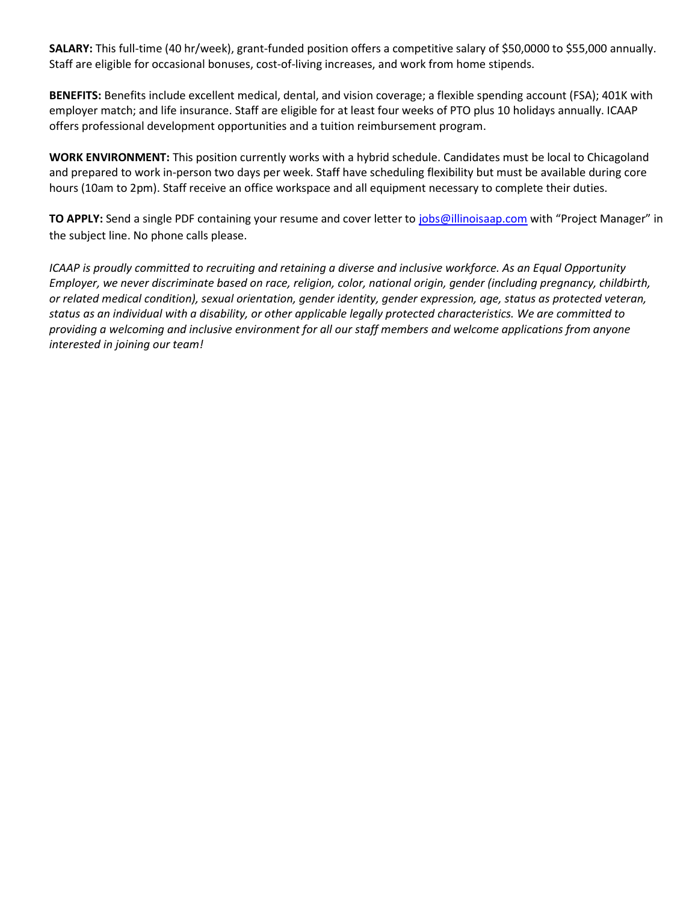**SALARY:** This full-time (40 hr/week), grant-funded position offers a competitive salary of $50,0000 to $55,000 annually. Staff are eligible for occasional bonuses, cost-of-living increases, and work from home stipends.

**BENEFITS:** Benefits include excellent medical, dental, and vision coverage; a flexible spending account (FSA); 401K with employer match; and life insurance. Staff are eligible for at least four weeks of PTO plus 10 holidays annually. ICAAP offers professional development opportunities and a tuition reimbursement program.

**WORK ENVIRONMENT:** This position currently works with a hybrid schedule. Candidates must be local to Chicagoland and prepared to work in-person two days per week. Staff have scheduling flexibility but must be available during core hours (10am to 2pm). Staff receive an office workspace and all equipment necessary to complete their duties.

**TO APPLY:** Send a single PDF containing your resume and cover letter to [jobs@illinoisaap.com](mailto:jobs@illinoisaap.com) with "Project Manager" in the subject line. No phone calls please.

*ICAAP is proudly committed to recruiting and retaining a diverse and inclusive workforce. As an Equal Opportunity Employer, we never discriminate based on race, religion, color, national origin, gender (including pregnancy, childbirth, or related medical condition), sexual orientation, gender identity, gender expression, age, status as protected veteran, status as an individual with a disability, or other applicable legally protected characteristics. We are committed to providing a welcoming and inclusive environment for all our staff members and welcome applications from anyone interested in joining our team!*